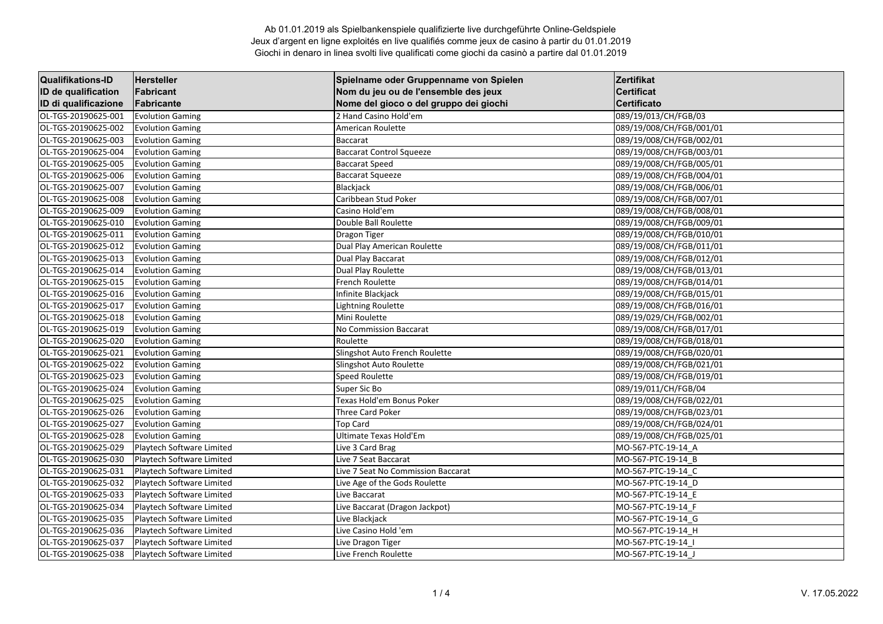Ab 01.01.2019 als Spielbankenspiele qualifizierte live durchgeführte Online-Geldspiele
Jeux d'argent en ligne exploités en live qualifiés comme jeux de casino à partir du 01.01.2019
Giochi in denaro in linea svolti live qualificati come giochi da casinò a partire dal 01.01.2019

| Qualifikations-ID<br>ID de qualification<br>ID di qualificazione | Hersteller<br>Fabricant<br>Fabricante | Spielname oder Gruppenname von Spielen<br>Nom du jeu ou de l'ensemble des jeux<br>Nome del gioco o del gruppo dei giochi | Zertifikat<br>Certificat<br>Certificato |
|---|---|---|---|
| OL-TGS-20190625-001 | Evolution Gaming | 2 Hand Casino Hold'em | 089/19/013/CH/FGB/03 |
| OL-TGS-20190625-002 | Evolution Gaming | American Roulette | 089/19/008/CH/FGB/001/01 |
| OL-TGS-20190625-003 | Evolution Gaming | Baccarat | 089/19/008/CH/FGB/002/01 |
| OL-TGS-20190625-004 | Evolution Gaming | Baccarat Control Squeeze | 089/19/008/CH/FGB/003/01 |
| OL-TGS-20190625-005 | Evolution Gaming | Baccarat Speed | 089/19/008/CH/FGB/005/01 |
| OL-TGS-20190625-006 | Evolution Gaming | Baccarat Squeeze | 089/19/008/CH/FGB/004/01 |
| OL-TGS-20190625-007 | Evolution Gaming | Blackjack | 089/19/008/CH/FGB/006/01 |
| OL-TGS-20190625-008 | Evolution Gaming | Caribbean Stud Poker | 089/19/008/CH/FGB/007/01 |
| OL-TGS-20190625-009 | Evolution Gaming | Casino Hold'em | 089/19/008/CH/FGB/008/01 |
| OL-TGS-20190625-010 | Evolution Gaming | Double Ball Roulette | 089/19/008/CH/FGB/009/01 |
| OL-TGS-20190625-011 | Evolution Gaming | Dragon Tiger | 089/19/008/CH/FGB/010/01 |
| OL-TGS-20190625-012 | Evolution Gaming | Dual Play American Roulette | 089/19/008/CH/FGB/011/01 |
| OL-TGS-20190625-013 | Evolution Gaming | Dual Play Baccarat | 089/19/008/CH/FGB/012/01 |
| OL-TGS-20190625-014 | Evolution Gaming | Dual Play Roulette | 089/19/008/CH/FGB/013/01 |
| OL-TGS-20190625-015 | Evolution Gaming | French Roulette | 089/19/008/CH/FGB/014/01 |
| OL-TGS-20190625-016 | Evolution Gaming | Infinite Blackjack | 089/19/008/CH/FGB/015/01 |
| OL-TGS-20190625-017 | Evolution Gaming | Lightning Roulette | 089/19/008/CH/FGB/016/01 |
| OL-TGS-20190625-018 | Evolution Gaming | Mini Roulette | 089/19/029/CH/FGB/002/01 |
| OL-TGS-20190625-019 | Evolution Gaming | No Commission Baccarat | 089/19/008/CH/FGB/017/01 |
| OL-TGS-20190625-020 | Evolution Gaming | Roulette | 089/19/008/CH/FGB/018/01 |
| OL-TGS-20190625-021 | Evolution Gaming | Slingshot Auto French Roulette | 089/19/008/CH/FGB/020/01 |
| OL-TGS-20190625-022 | Evolution Gaming | Slingshot Auto Roulette | 089/19/008/CH/FGB/021/01 |
| OL-TGS-20190625-023 | Evolution Gaming | Speed Roulette | 089/19/008/CH/FGB/019/01 |
| OL-TGS-20190625-024 | Evolution Gaming | Super Sic Bo | 089/19/011/CH/FGB/04 |
| OL-TGS-20190625-025 | Evolution Gaming | Texas Hold'em Bonus Poker | 089/19/008/CH/FGB/022/01 |
| OL-TGS-20190625-026 | Evolution Gaming | Three Card Poker | 089/19/008/CH/FGB/023/01 |
| OL-TGS-20190625-027 | Evolution Gaming | Top Card | 089/19/008/CH/FGB/024/01 |
| OL-TGS-20190625-028 | Evolution Gaming | Ultimate Texas Hold'Em | 089/19/008/CH/FGB/025/01 |
| OL-TGS-20190625-029 | Playtech Software Limited | Live 3 Card Brag | MO-567-PTC-19-14_A |
| OL-TGS-20190625-030 | Playtech Software Limited | Live 7 Seat Baccarat | MO-567-PTC-19-14_B |
| OL-TGS-20190625-031 | Playtech Software Limited | Live 7 Seat No Commission Baccarat | MO-567-PTC-19-14_C |
| OL-TGS-20190625-032 | Playtech Software Limited | Live Age of the Gods Roulette | MO-567-PTC-19-14_D |
| OL-TGS-20190625-033 | Playtech Software Limited | Live Baccarat | MO-567-PTC-19-14_E |
| OL-TGS-20190625-034 | Playtech Software Limited | Live Baccarat (Dragon Jackpot) | MO-567-PTC-19-14_F |
| OL-TGS-20190625-035 | Playtech Software Limited | Live Blackjack | MO-567-PTC-19-14_G |
| OL-TGS-20190625-036 | Playtech Software Limited | Live Casino Hold 'em | MO-567-PTC-19-14_H |
| OL-TGS-20190625-037 | Playtech Software Limited | Live Dragon Tiger | MO-567-PTC-19-14_I |
| OL-TGS-20190625-038 | Playtech Software Limited | Live French Roulette | MO-567-PTC-19-14_J |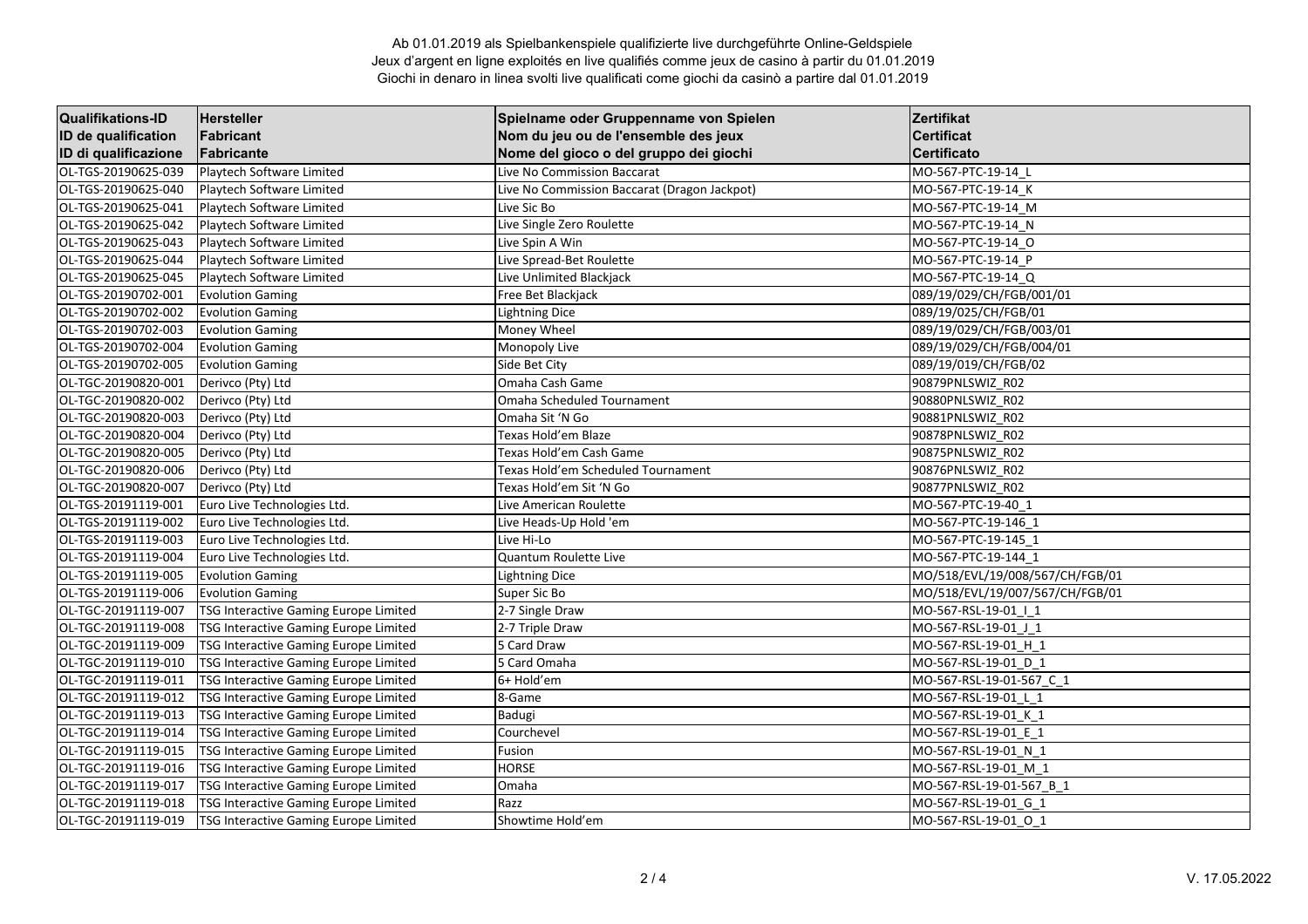Ab 01.01.2019 als Spielbankenspiele qualifizierte live durchgeführte Online-Geldspiele
Jeux d'argent en ligne exploités en live qualifiés comme jeux de casino à partir du 01.01.2019
Giochi in denaro in linea svolti live qualificati come giochi da casinò a partire dal 01.01.2019

| Qualifikations-ID<br>ID de qualification<br>ID di qualificazione | Hersteller<br>Fabricant<br>Fabricante | Spielname oder Gruppenname von Spielen<br>Nom du jeu ou de l'ensemble des jeux<br>Nome del gioco o del gruppo dei giochi | Zertifikat<br>Certificat<br>Certificato |
|---|---|---|---|
| OL-TGS-20190625-039 | Playtech Software Limited | Live No Commission Baccarat | MO-567-PTC-19-14_L |
| OL-TGS-20190625-040 | Playtech Software Limited | Live No Commission Baccarat (Dragon Jackpot) | MO-567-PTC-19-14_K |
| OL-TGS-20190625-041 | Playtech Software Limited | Live Sic Bo | MO-567-PTC-19-14_M |
| OL-TGS-20190625-042 | Playtech Software Limited | Live Single Zero Roulette | MO-567-PTC-19-14_N |
| OL-TGS-20190625-043 | Playtech Software Limited | Live Spin A Win | MO-567-PTC-19-14_O |
| OL-TGS-20190625-044 | Playtech Software Limited | Live Spread-Bet Roulette | MO-567-PTC-19-14_P |
| OL-TGS-20190625-045 | Playtech Software Limited | Live Unlimited Blackjack | MO-567-PTC-19-14_Q |
| OL-TGS-20190702-001 | Evolution Gaming | Free Bet Blackjack | 089/19/029/CH/FGB/001/01 |
| OL-TGS-20190702-002 | Evolution Gaming | Lightning Dice | 089/19/025/CH/FGB/01 |
| OL-TGS-20190702-003 | Evolution Gaming | Money Wheel | 089/19/029/CH/FGB/003/01 |
| OL-TGS-20190702-004 | Evolution Gaming | Monopoly Live | 089/19/029/CH/FGB/004/01 |
| OL-TGS-20190702-005 | Evolution Gaming | Side Bet City | 089/19/019/CH/FGB/02 |
| OL-TGC-20190820-001 | Derivco (Pty) Ltd | Omaha Cash Game | 90879PNLSWIZ_R02 |
| OL-TGC-20190820-002 | Derivco (Pty) Ltd | Omaha Scheduled Tournament | 90880PNLSWIZ_R02 |
| OL-TGC-20190820-003 | Derivco (Pty) Ltd | Omaha Sit 'N Go | 90881PNLSWIZ_R02 |
| OL-TGC-20190820-004 | Derivco (Pty) Ltd | Texas Hold'em Blaze | 90878PNLSWIZ_R02 |
| OL-TGC-20190820-005 | Derivco (Pty) Ltd | Texas Hold'em Cash Game | 90875PNLSWIZ_R02 |
| OL-TGC-20190820-006 | Derivco (Pty) Ltd | Texas Hold'em Scheduled Tournament | 90876PNLSWIZ_R02 |
| OL-TGC-20190820-007 | Derivco (Pty) Ltd | Texas Hold'em Sit 'N Go | 90877PNLSWIZ_R02 |
| OL-TGS-20191119-001 | Euro Live Technologies Ltd. | Live American Roulette | MO-567-PTC-19-40_1 |
| OL-TGS-20191119-002 | Euro Live Technologies Ltd. | Live Heads-Up Hold 'em | MO-567-PTC-19-146_1 |
| OL-TGS-20191119-003 | Euro Live Technologies Ltd. | Live Hi-Lo | MO-567-PTC-19-145_1 |
| OL-TGS-20191119-004 | Euro Live Technologies Ltd. | Quantum Roulette Live | MO-567-PTC-19-144_1 |
| OL-TGS-20191119-005 | Evolution Gaming | Lightning Dice | MO/518/EVL/19/008/567/CH/FGB/01 |
| OL-TGS-20191119-006 | Evolution Gaming | Super Sic Bo | MO/518/EVL/19/007/567/CH/FGB/01 |
| OL-TGC-20191119-007 | TSG Interactive Gaming Europe Limited | 2-7 Single Draw | MO-567-RSL-19-01_I_1 |
| OL-TGC-20191119-008 | TSG Interactive Gaming Europe Limited | 2-7 Triple Draw | MO-567-RSL-19-01_J_1 |
| OL-TGC-20191119-009 | TSG Interactive Gaming Europe Limited | 5 Card Draw | MO-567-RSL-19-01_H_1 |
| OL-TGC-20191119-010 | TSG Interactive Gaming Europe Limited | 5 Card Omaha | MO-567-RSL-19-01_D_1 |
| OL-TGC-20191119-011 | TSG Interactive Gaming Europe Limited | 6+ Hold'em | MO-567-RSL-19-01-567_C_1 |
| OL-TGC-20191119-012 | TSG Interactive Gaming Europe Limited | 8-Game | MO-567-RSL-19-01_L_1 |
| OL-TGC-20191119-013 | TSG Interactive Gaming Europe Limited | Badugi | MO-567-RSL-19-01_K_1 |
| OL-TGC-20191119-014 | TSG Interactive Gaming Europe Limited | Courchevel | MO-567-RSL-19-01_E_1 |
| OL-TGC-20191119-015 | TSG Interactive Gaming Europe Limited | Fusion | MO-567-RSL-19-01_N_1 |
| OL-TGC-20191119-016 | TSG Interactive Gaming Europe Limited | HORSE | MO-567-RSL-19-01_M_1 |
| OL-TGC-20191119-017 | TSG Interactive Gaming Europe Limited | Omaha | MO-567-RSL-19-01-567_B_1 |
| OL-TGC-20191119-018 | TSG Interactive Gaming Europe Limited | Razz | MO-567-RSL-19-01_G_1 |
| OL-TGC-20191119-019 | TSG Interactive Gaming Europe Limited | Showtime Hold'em | MO-567-RSL-19-01_O_1 |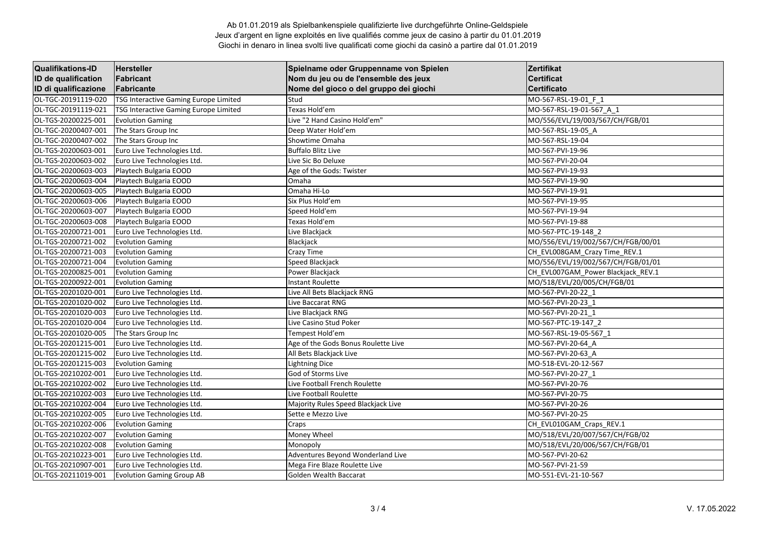Ab 01.01.2019 als Spielbankenspiele qualifizierte live durchgeführte Online-Geldspiele
Jeux d'argent en ligne exploités en live qualifiés comme jeux de casino à partir du 01.01.2019
Giochi in denaro in linea svolti live qualificati come giochi da casinò a partire dal 01.01.2019

| Qualifikations-ID<br>ID de qualification<br>ID di qualificazione | Hersteller<br>Fabricant<br>Fabricante | Spielname oder Gruppenname von Spielen<br>Nom du jeu ou de l'ensemble des jeux<br>Nome del gioco o del gruppo dei giochi | Zertifikat<br>Certificat<br>Certificato |
|---|---|---|---|
| OL-TGC-20191119-020 | TSG Interactive Gaming Europe Limited | Stud | MO-567-RSL-19-01_F_1 |
| OL-TGC-20191119-021 | TSG Interactive Gaming Europe Limited | Texas Hold'em | MO-567-RSL-19-01-567_A_1 |
| OL-TGS-20200225-001 | Evolution Gaming | Live "2 Hand Casino Hold'em" | MO/556/EVL/19/003/567/CH/FGB/01 |
| OL-TGC-20200407-001 | The Stars Group Inc | Deep Water Hold'em | MO-567-RSL-19-05_A |
| OL-TGC-20200407-002 | The Stars Group Inc | Showtime Omaha | MO-567-RSL-19-04 |
| OL-TGS-20200603-001 | Euro Live Technologies Ltd. | Buffalo Blitz Live | MO-567-PVI-19-96 |
| OL-TGS-20200603-002 | Euro Live Technologies Ltd. | Live Sic Bo Deluxe | MO-567-PVI-20-04 |
| OL-TGC-20200603-003 | Playtech Bulgaria EOOD | Age of the Gods: Twister | MO-567-PVI-19-93 |
| OL-TGC-20200603-004 | Playtech Bulgaria EOOD | Omaha | MO-567-PVI-19-90 |
| OL-TGC-20200603-005 | Playtech Bulgaria EOOD | Omaha Hi-Lo | MO-567-PVI-19-91 |
| OL-TGC-20200603-006 | Playtech Bulgaria EOOD | Six Plus Hold'em | MO-567-PVI-19-95 |
| OL-TGC-20200603-007 | Playtech Bulgaria EOOD | Speed Hold'em | MO-567-PVI-19-94 |
| OL-TGC-20200603-008 | Playtech Bulgaria EOOD | Texas Hold'em | MO-567-PVI-19-88 |
| OL-TGS-20200721-001 | Euro Live Technologies Ltd. | Live Blackjack | MO-567-PTC-19-148_2 |
| OL-TGS-20200721-002 | Evolution Gaming | Blackjack | MO/556/EVL/19/002/567/CH/FGB/00/01 |
| OL-TGS-20200721-003 | Evolution Gaming | Crazy Time | CH_EVL008GAM_Crazy Time_REV.1 |
| OL-TGS-20200721-004 | Evolution Gaming | Speed Blackjack | MO/556/EVL/19/002/567/CH/FGB/01/01 |
| OL-TGS-20200825-001 | Evolution Gaming | Power Blackjack | CH_EVL007GAM_Power Blackjack_REV.1 |
| OL-TGS-20200922-001 | Evolution Gaming | Instant Roulette | MO/518/EVL/20/005/CH/FGB/01 |
| OL-TGS-20201020-001 | Euro Live Technologies Ltd. | Live All Bets Blackjack RNG | MO-567-PVI-20-22_1 |
| OL-TGS-20201020-002 | Euro Live Technologies Ltd. | Live Baccarat RNG | MO-567-PVI-20-23_1 |
| OL-TGS-20201020-003 | Euro Live Technologies Ltd. | Live Blackjack RNG | MO-567-PVI-20-21_1 |
| OL-TGS-20201020-004 | Euro Live Technologies Ltd. | Live Casino Stud Poker | MO-567-PTC-19-147_2 |
| OL-TGS-20201020-005 | The Stars Group Inc | Tempest Hold'em | MO-567-RSL-19-05-567_1 |
| OL-TGS-20201215-001 | Euro Live Technologies Ltd. | Age of the Gods Bonus Roulette Live | MO-567-PVI-20-64_A |
| OL-TGS-20201215-002 | Euro Live Technologies Ltd. | All Bets Blackjack Live | MO-567-PVI-20-63_A |
| OL-TGS-20201215-003 | Evolution Gaming | Lightning Dice | MO-518-EVL-20-12-567 |
| OL-TGS-20210202-001 | Euro Live Technologies Ltd. | God of Storms Live | MO-567-PVI-20-27_1 |
| OL-TGS-20210202-002 | Euro Live Technologies Ltd. | Live Football French Roulette | MO-567-PVI-20-76 |
| OL-TGS-20210202-003 | Euro Live Technologies Ltd. | Live Football Roulette | MO-567-PVI-20-75 |
| OL-TGS-20210202-004 | Euro Live Technologies Ltd. | Majority Rules Speed Blackjack Live | MO-567-PVI-20-26 |
| OL-TGS-20210202-005 | Euro Live Technologies Ltd. | Sette e Mezzo Live | MO-567-PVI-20-25 |
| OL-TGS-20210202-006 | Evolution Gaming | Craps | CH_EVL010GAM_Craps_REV.1 |
| OL-TGS-20210202-007 | Evolution Gaming | Money Wheel | MO/518/EVL/20/007/567/CH/FGB/02 |
| OL-TGS-20210202-008 | Evolution Gaming | Monopoly | MO/518/EVL/20/006/567/CH/FGB/01 |
| OL-TGS-20210223-001 | Euro Live Technologies Ltd. | Adventures Beyond Wonderland Live | MO-567-PVI-20-62 |
| OL-TGS-20210907-001 | Euro Live Technologies Ltd. | Mega Fire Blaze Roulette Live | MO-567-PVI-21-59 |
| OL-TGS-20211019-001 | Evolution Gaming Group AB | Golden Wealth Baccarat | MO-551-EVL-21-10-567 |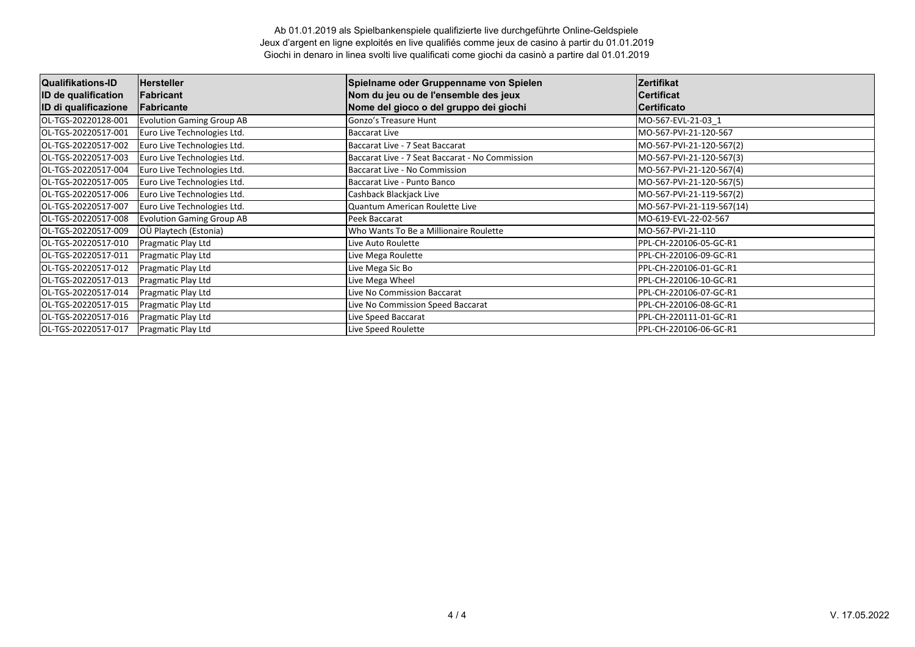Ab 01.01.2019 als Spielbankenspiele qualifizierte live durchgeführte Online-Geldspiele
Jeux d'argent en ligne exploités en live qualifiés comme jeux de casino à partir du 01.01.2019
Giochi in denaro in linea svolti live qualificati come giochi da casinò a partire dal 01.01.2019

| **Qualifikations-ID**<br>**ID de qualification**<br>**ID di qualificazione** | **Hersteller**<br>**Fabricant**<br>**Fabricante** | **Spielname oder Gruppenname von Spielen**<br>**Nom du jeu ou de l'ensemble des jeux**<br>**Nome del gioco o del gruppo dei giochi** | **Zertifikat**<br>**Certificat**<br>**Certificato** |
|---|---|---|---|
| OL-TGS-20220128-001 | Evolution Gaming Group AB | Gonzo's Treasure Hunt | MO-567-EVL-21-03_1 |
| OL-TGS-20220517-001 | Euro Live Technologies Ltd. | Baccarat Live | MO-567-PVI-21-120-567 |
| OL-TGS-20220517-002 | Euro Live Technologies Ltd. | Baccarat Live - 7 Seat Baccarat | MO-567-PVI-21-120-567(2) |
| OL-TGS-20220517-003 | Euro Live Technologies Ltd. | Baccarat Live - 7 Seat Baccarat - No Commission | MO-567-PVI-21-120-567(3) |
| OL-TGS-20220517-004 | Euro Live Technologies Ltd. | Baccarat Live - No Commission | MO-567-PVI-21-120-567(4) |
| OL-TGS-20220517-005 | Euro Live Technologies Ltd. | Baccarat Live - Punto Banco | MO-567-PVI-21-120-567(5) |
| OL-TGS-20220517-006 | Euro Live Technologies Ltd. | Cashback Blackjack Live | MO-567-PVI-21-119-567(2) |
| OL-TGS-20220517-007 | Euro Live Technologies Ltd. | Quantum American Roulette Live | MO-567-PVI-21-119-567(14) |
| OL-TGS-20220517-008 | Evolution Gaming Group AB | Peek Baccarat | MO-619-EVL-22-02-567 |
| OL-TGS-20220517-009 | OÜ Playtech (Estonia) | Who Wants To Be a Millionaire Roulette | MO-567-PVI-21-110 |
| OL-TGS-20220517-010 | Pragmatic Play Ltd | Live Auto Roulette | PPL-CH-220106-05-GC-R1 |
| OL-TGS-20220517-011 | Pragmatic Play Ltd | Live Mega Roulette | PPL-CH-220106-09-GC-R1 |
| OL-TGS-20220517-012 | Pragmatic Play Ltd | Live Mega Sic Bo | PPL-CH-220106-01-GC-R1 |
| OL-TGS-20220517-013 | Pragmatic Play Ltd | Live Mega Wheel | PPL-CH-220106-10-GC-R1 |
| OL-TGS-20220517-014 | Pragmatic Play Ltd | Live No Commission Baccarat | PPL-CH-220106-07-GC-R1 |
| OL-TGS-20220517-015 | Pragmatic Play Ltd | Live No Commission Speed Baccarat | PPL-CH-220106-08-GC-R1 |
| OL-TGS-20220517-016 | Pragmatic Play Ltd | Live Speed Baccarat | PPL-CH-220111-01-GC-R1 |
| OL-TGS-20220517-017 | Pragmatic Play Ltd | Live Speed Roulette | PPL-CH-220106-06-GC-R1 |

V. 17.05.2022